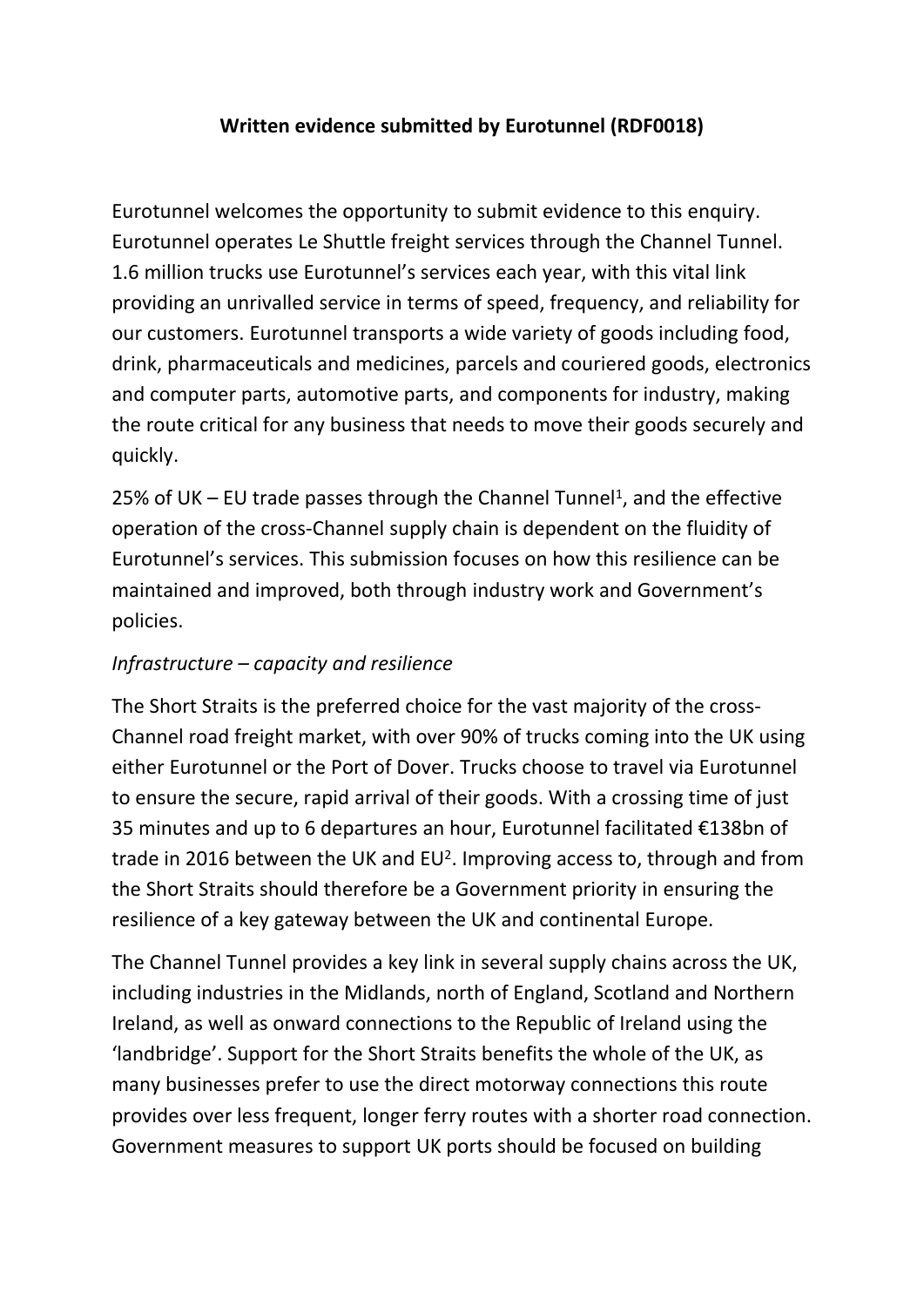**Written evidence submitted by Eurotunnel (RDF0018)**

Eurotunnel welcomes the opportunity to submit evidence to this enquiry. Eurotunnel operates Le Shuttle freight services through the Channel Tunnel. 1.6 million trucks use Eurotunnel's services each year, with this vital link providing an unrivalled service in terms of speed, frequency, and reliability for our customers. Eurotunnel transports a wide variety of goods including food, drink, pharmaceuticals and medicines, parcels and couriered goods, electronics and computer parts, automotive parts, and components for industry, making the route critical for any business that needs to move their goods securely and quickly.

25% of UK – EU trade passes through the Channel Tunnel[1], and the effective operation of the cross-Channel supply chain is dependent on the fluidity of Eurotunnel's services. This submission focuses on how this resilience can be maintained and improved, both through industry work and Government's policies.

*Infrastructure – capacity and resilience*

The Short Straits is the preferred choice for the vast majority of the cross-Channel road freight market, with over 90% of trucks coming into the UK using either Eurotunnel or the Port of Dover. Trucks choose to travel via Eurotunnel to ensure the secure, rapid arrival of their goods. With a crossing time of just 35 minutes and up to 6 departures an hour, Eurotunnel facilitated €138bn of trade in 2016 between the UK and EU[2]. Improving access to, through and from the Short Straits should therefore be a Government priority in ensuring the resilience of a key gateway between the UK and continental Europe.

The Channel Tunnel provides a key link in several supply chains across the UK, including industries in the Midlands, north of England, Scotland and Northern Ireland, as well as onward connections to the Republic of Ireland using the 'landbridge'. Support for the Short Straits benefits the whole of the UK, as many businesses prefer to use the direct motorway connections this route provides over less frequent, longer ferry routes with a shorter road connection. Government measures to support UK ports should be focused on building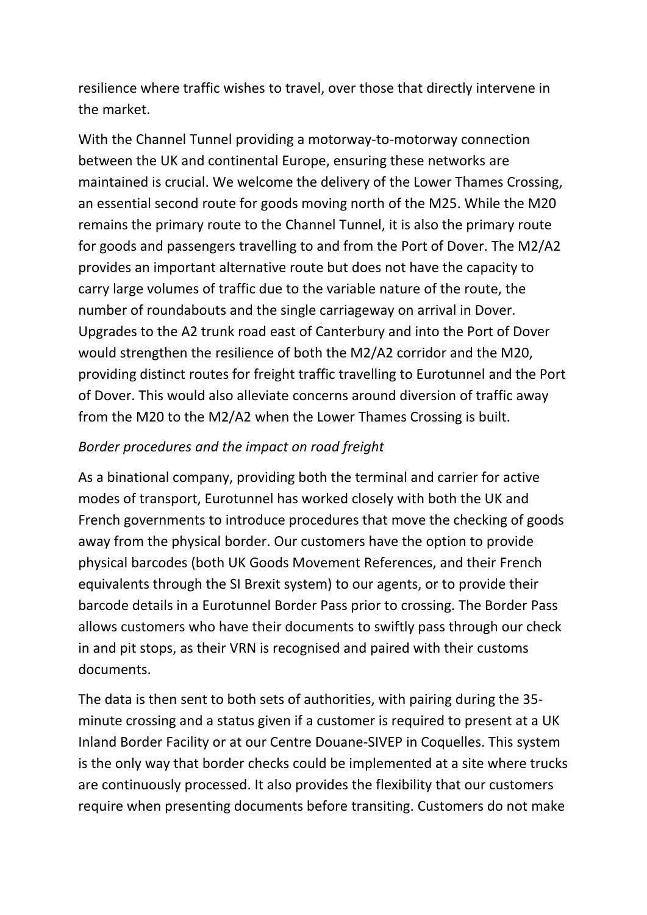resilience where traffic wishes to travel, over those that directly intervene in the market.

With the Channel Tunnel providing a motorway-to-motorway connection between the UK and continental Europe, ensuring these networks are maintained is crucial. We welcome the delivery of the Lower Thames Crossing, an essential second route for goods moving north of the M25. While the M20 remains the primary route to the Channel Tunnel, it is also the primary route for goods and passengers travelling to and from the Port of Dover. The M2/A2 provides an important alternative route but does not have the capacity to carry large volumes of traffic due to the variable nature of the route, the number of roundabouts and the single carriageway on arrival in Dover. Upgrades to the A2 trunk road east of Canterbury and into the Port of Dover would strengthen the resilience of both the M2/A2 corridor and the M20, providing distinct routes for freight traffic travelling to Eurotunnel and the Port of Dover. This would also alleviate concerns around diversion of traffic away from the M20 to the M2/A2 when the Lower Thames Crossing is built.

*Border procedures and the impact on road freight*

As a binational company, providing both the terminal and carrier for active modes of transport, Eurotunnel has worked closely with both the UK and French governments to introduce procedures that move the checking of goods away from the physical border. Our customers have the option to provide physical barcodes (both UK Goods Movement References, and their French equivalents through the SI Brexit system) to our agents, or to provide their barcode details in a Eurotunnel Border Pass prior to crossing. The Border Pass allows customers who have their documents to swiftly pass through our check in and pit stops, as their VRN is recognised and paired with their customs documents.

The data is then sent to both sets of authorities, with pairing during the 35-minute crossing and a status given if a customer is required to present at a UK Inland Border Facility or at our Centre Douane-SIVEP in Coquelles. This system is the only way that border checks could be implemented at a site where trucks are continuously processed. It also provides the flexibility that our customers require when presenting documents before transiting. Customers do not make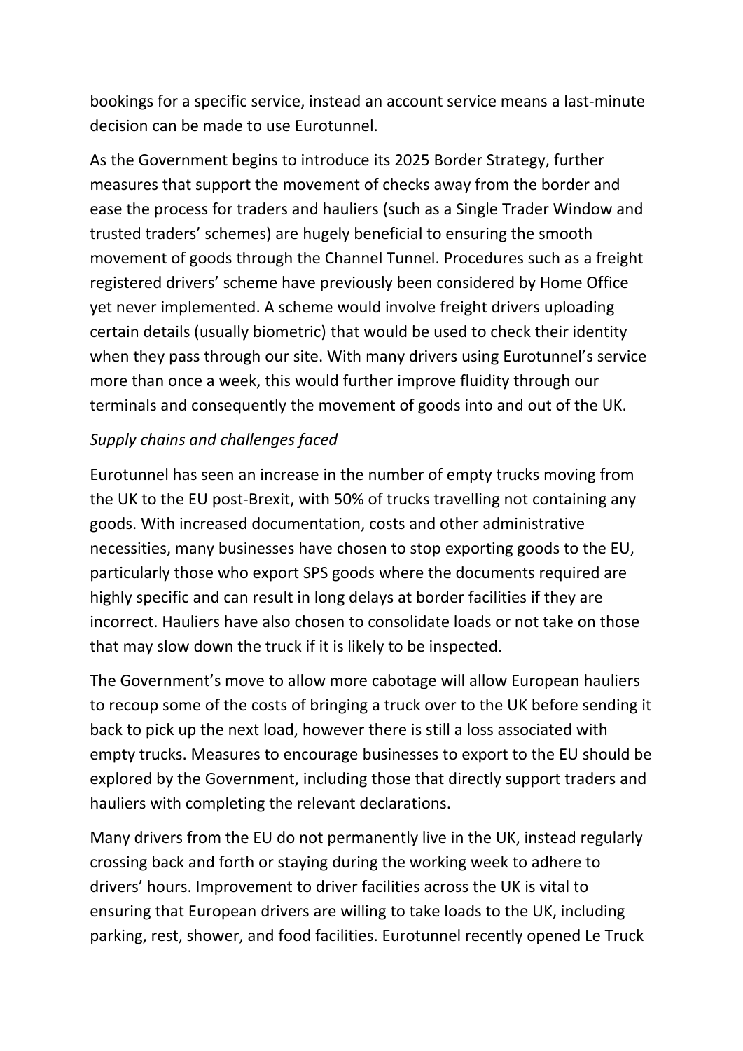bookings for a specific service, instead an account service means a last-minute decision can be made to use Eurotunnel.

As the Government begins to introduce its 2025 Border Strategy, further measures that support the movement of checks away from the border and ease the process for traders and hauliers (such as a Single Trader Window and trusted traders' schemes) are hugely beneficial to ensuring the smooth movement of goods through the Channel Tunnel. Procedures such as a freight registered drivers' scheme have previously been considered by Home Office yet never implemented. A scheme would involve freight drivers uploading certain details (usually biometric) that would be used to check their identity when they pass through our site. With many drivers using Eurotunnel's service more than once a week, this would further improve fluidity through our terminals and consequently the movement of goods into and out of the UK.

*Supply chains and challenges faced*

Eurotunnel has seen an increase in the number of empty trucks moving from the UK to the EU post-Brexit, with 50% of trucks travelling not containing any goods. With increased documentation, costs and other administrative necessities, many businesses have chosen to stop exporting goods to the EU, particularly those who export SPS goods where the documents required are highly specific and can result in long delays at border facilities if they are incorrect. Hauliers have also chosen to consolidate loads or not take on those that may slow down the truck if it is likely to be inspected.

The Government's move to allow more cabotage will allow European hauliers to recoup some of the costs of bringing a truck over to the UK before sending it back to pick up the next load, however there is still a loss associated with empty trucks. Measures to encourage businesses to export to the EU should be explored by the Government, including those that directly support traders and hauliers with completing the relevant declarations.

Many drivers from the EU do not permanently live in the UK, instead regularly crossing back and forth or staying during the working week to adhere to drivers' hours. Improvement to driver facilities across the UK is vital to ensuring that European drivers are willing to take loads to the UK, including parking, rest, shower, and food facilities. Eurotunnel recently opened Le Truck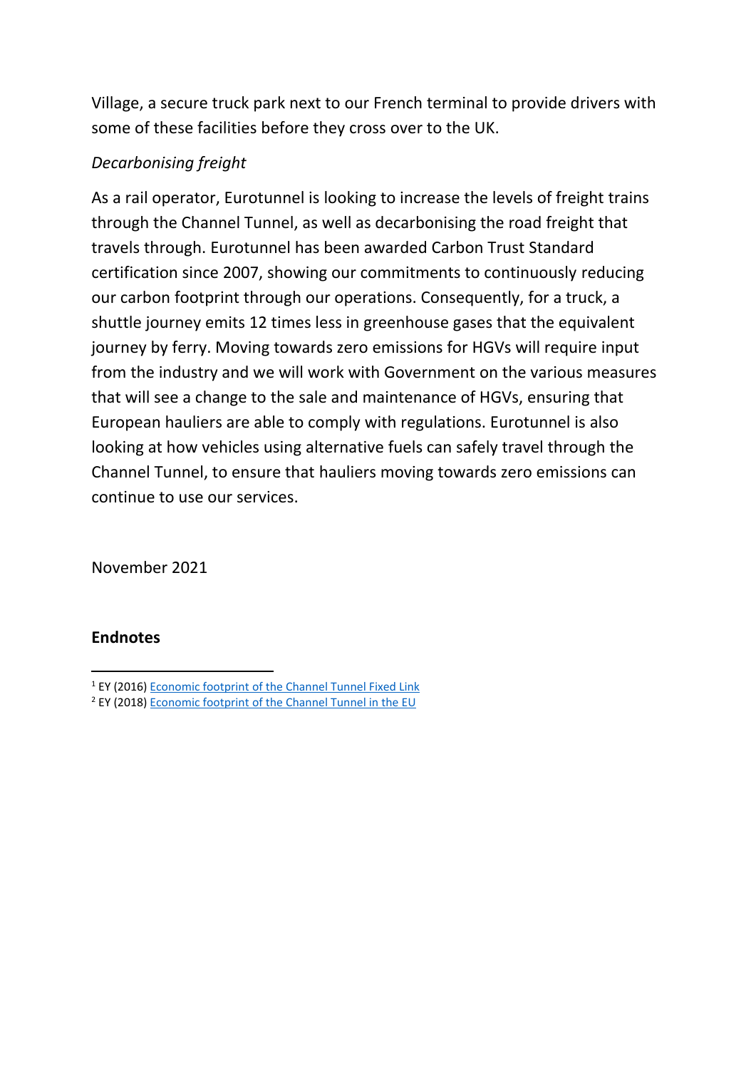Village, a secure truck park next to our French terminal to provide drivers with some of these facilities before they cross over to the UK.

*Decarbonising freight*

As a rail operator, Eurotunnel is looking to increase the levels of freight trains through the Channel Tunnel, as well as decarbonising the road freight that travels through. Eurotunnel has been awarded Carbon Trust Standard certification since 2007, showing our commitments to continuously reducing our carbon footprint through our operations. Consequently, for a truck, a shuttle journey emits 12 times less in greenhouse gases that the equivalent journey by ferry. Moving towards zero emissions for HGVs will require input from the industry and we will work with Government on the various measures that will see a change to the sale and maintenance of HGVs, ensuring that European hauliers are able to comply with regulations. Eurotunnel is also looking at how vehicles using alternative fuels can safely travel through the Channel Tunnel, to ensure that hauliers moving towards zero emissions can continue to use our services.

November 2021

**Endnotes**

[1] EY (2016) Economic footprint of the Channel Tunnel Fixed Link

[2] EY (2018) Economic footprint of the Channel Tunnel in the EU